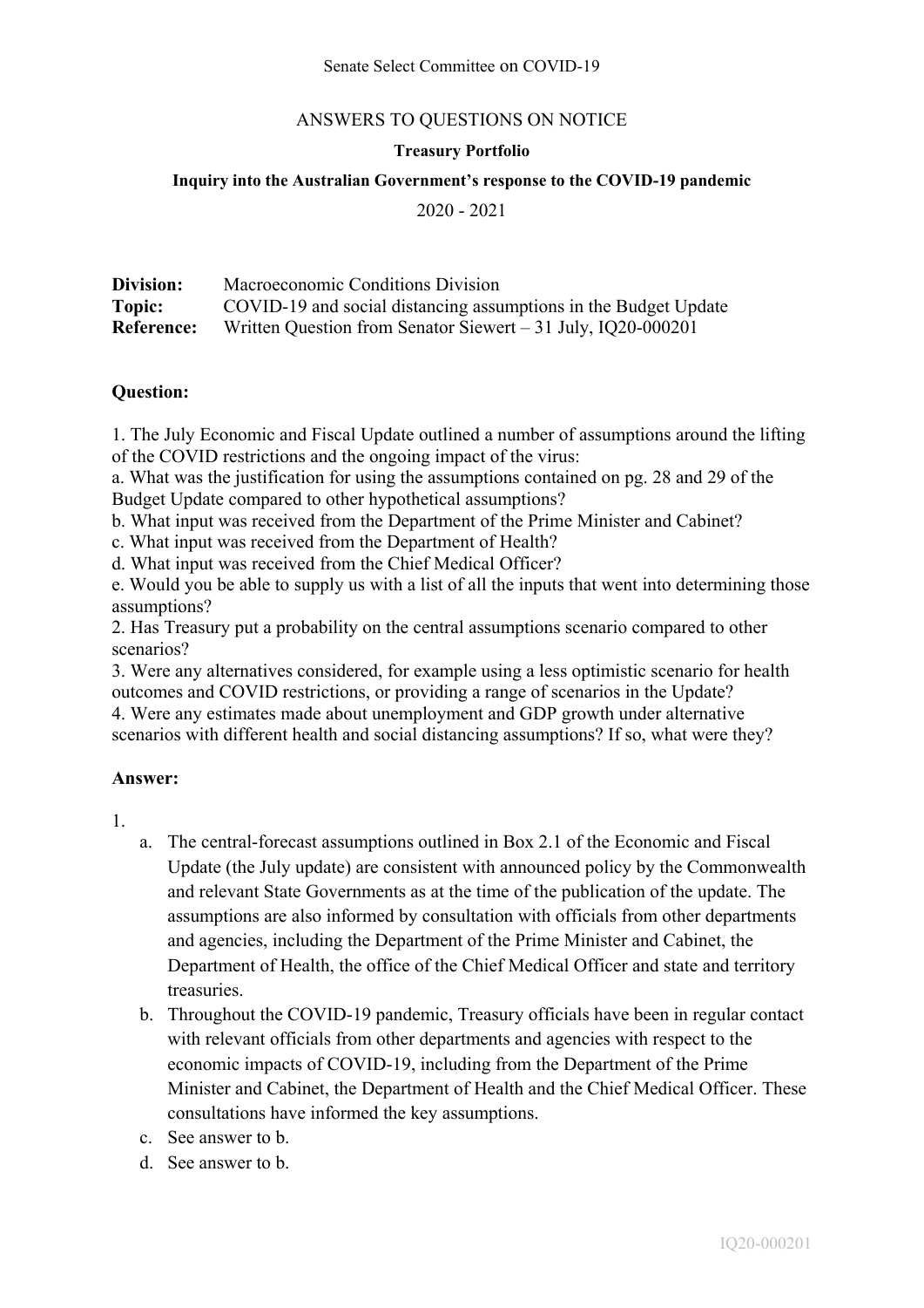Senate Select Committee on COVID-19

ANSWERS TO QUESTIONS ON NOTICE

**Treasury Portfolio**

**Inquiry into the Australian Government's response to the COVID-19 pandemic**

2020 - 2021

**Division:** Macroeconomic Conditions Division
**Topic:** COVID-19 and social distancing assumptions in the Budget Update
**Reference:** Written Question from Senator Siewert – 31 July, IQ20-000201

**Question:**

1. The July Economic and Fiscal Update outlined a number of assumptions around the lifting of the COVID restrictions and the ongoing impact of the virus:
a. What was the justification for using the assumptions contained on pg. 28 and 29 of the Budget Update compared to other hypothetical assumptions?
b. What input was received from the Department of the Prime Minister and Cabinet?
c. What input was received from the Department of Health?
d. What input was received from the Chief Medical Officer?
e. Would you be able to supply us with a list of all the inputs that went into determining those assumptions?
2. Has Treasury put a probability on the central assumptions scenario compared to other scenarios?
3. Were any alternatives considered, for example using a less optimistic scenario for health outcomes and COVID restrictions, or providing a range of scenarios in the Update?
4. Were any estimates made about unemployment and GDP growth under alternative scenarios with different health and social distancing assumptions? If so, what were they?

**Answer:**

1.
   a. The central-forecast assumptions outlined in Box 2.1 of the Economic and Fiscal Update (the July update) are consistent with announced policy by the Commonwealth and relevant State Governments as at the time of the publication of the update. The assumptions are also informed by consultation with officials from other departments and agencies, including the Department of the Prime Minister and Cabinet, the Department of Health, the office of the Chief Medical Officer and state and territory treasuries.
   b. Throughout the COVID-19 pandemic, Treasury officials have been in regular contact with relevant officials from other departments and agencies with respect to the economic impacts of COVID-19, including from the Department of the Prime Minister and Cabinet, the Department of Health and the Chief Medical Officer. These consultations have informed the key assumptions.
   c. See answer to b.
   d. See answer to b.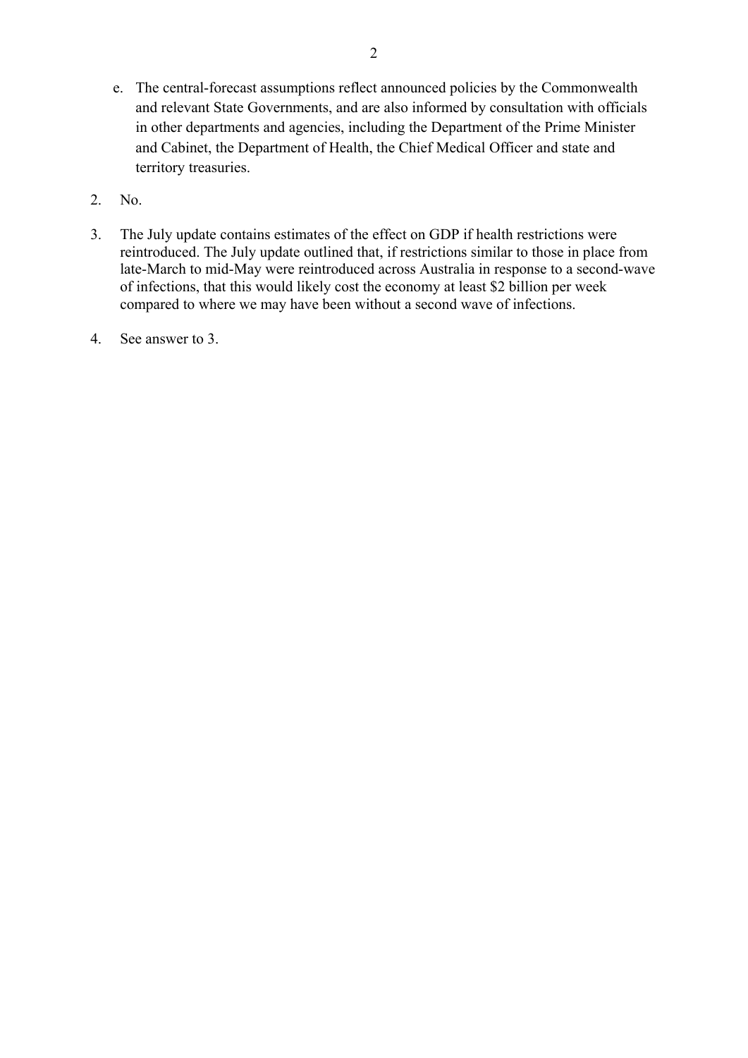e. The central-forecast assumptions reflect announced policies by the Commonwealth and relevant State Governments, and are also informed by consultation with officials in other departments and agencies, including the Department of the Prime Minister and Cabinet, the Department of Health, the Chief Medical Officer and state and territory treasuries.

2. No.

3. The July update contains estimates of the effect on GDP if health restrictions were reintroduced. The July update outlined that, if restrictions similar to those in place from late-March to mid-May were reintroduced across Australia in response to a second-wave of infections, that this would likely cost the economy at least $2 billion per week compared to where we may have been without a second wave of infections.

4. See answer to 3.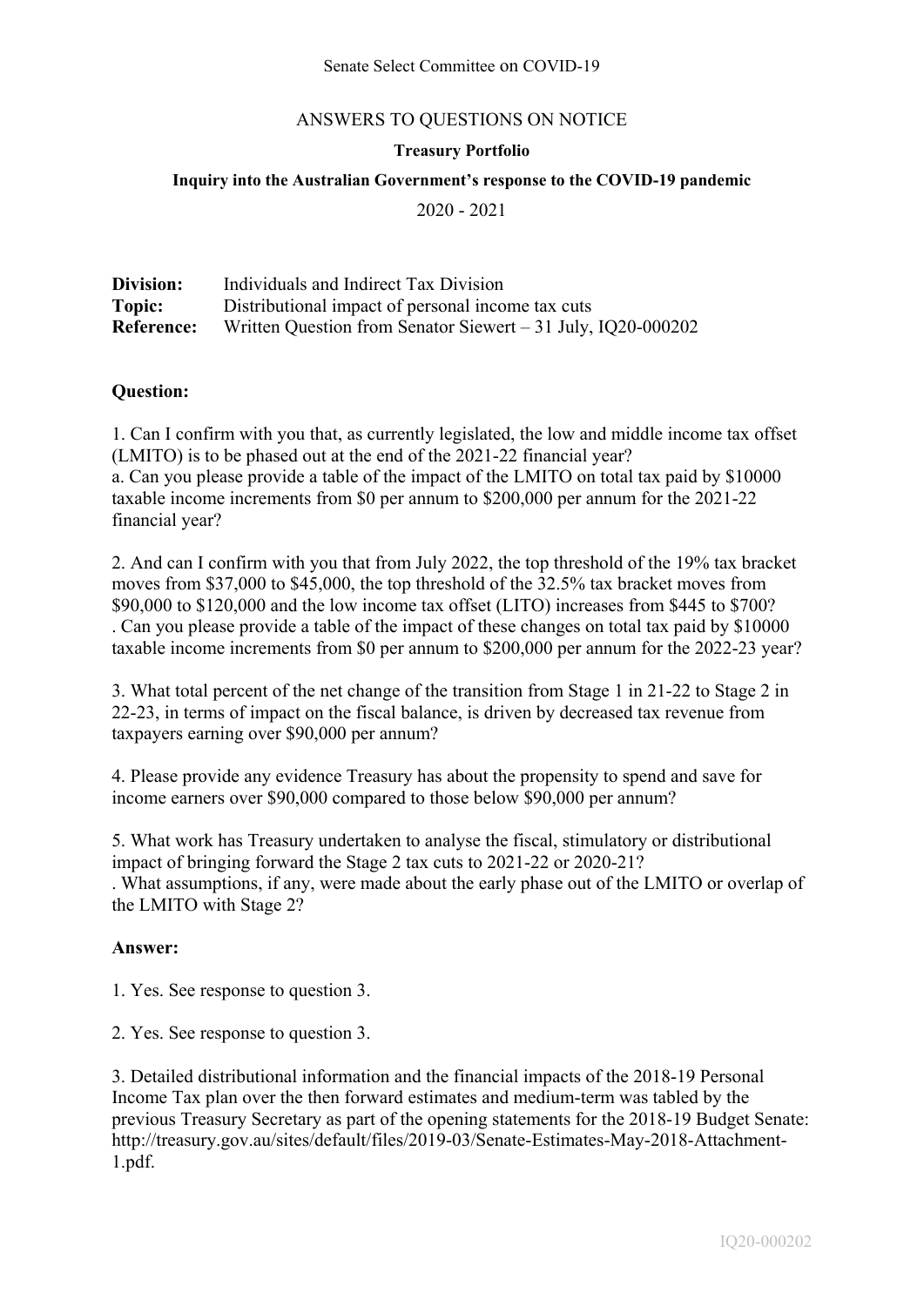Senate Select Committee on COVID-19

ANSWERS TO QUESTIONS ON NOTICE

**Treasury Portfolio**

**Inquiry into the Australian Government's response to the COVID-19 pandemic**

2020 - 2021

**Division:** Individuals and Indirect Tax Division
**Topic:** Distributional impact of personal income tax cuts
**Reference:** Written Question from Senator Siewert – 31 July, IQ20-000202

**Question:**

1. Can I confirm with you that, as currently legislated, the low and middle income tax offset (LMITO) is to be phased out at the end of the 2021-22 financial year?
a. Can you please provide a table of the impact of the LMITO on total tax paid by $10000 taxable income increments from $0 per annum to $200,000 per annum for the 2021-22 financial year?

2. And can I confirm with you that from July 2022, the top threshold of the 19% tax bracket moves from $37,000 to $45,000, the top threshold of the 32.5% tax bracket moves from $90,000 to $120,000 and the low income tax offset (LITO) increases from $445 to $700?
. Can you please provide a table of the impact of these changes on total tax paid by $10000 taxable income increments from $0 per annum to $200,000 per annum for the 2022-23 year?

3. What total percent of the net change of the transition from Stage 1 in 21-22 to Stage 2 in 22-23, in terms of impact on the fiscal balance, is driven by decreased tax revenue from taxpayers earning over $90,000 per annum?

4. Please provide any evidence Treasury has about the propensity to spend and save for income earners over $90,000 compared to those below $90,000 per annum?

5. What work has Treasury undertaken to analyse the fiscal, stimulatory or distributional impact of bringing forward the Stage 2 tax cuts to 2021-22 or 2020-21?
. What assumptions, if any, were made about the early phase out of the LMITO or overlap of the LMITO with Stage 2?

**Answer:**

1. Yes. See response to question 3.

2. Yes. See response to question 3.

3. Detailed distributional information and the financial impacts of the 2018-19 Personal Income Tax plan over the then forward estimates and medium-term was tabled by the previous Treasury Secretary as part of the opening statements for the 2018-19 Budget Senate: http://treasury.gov.au/sites/default/files/2019-03/Senate-Estimates-May-2018-Attachment-1.pdf.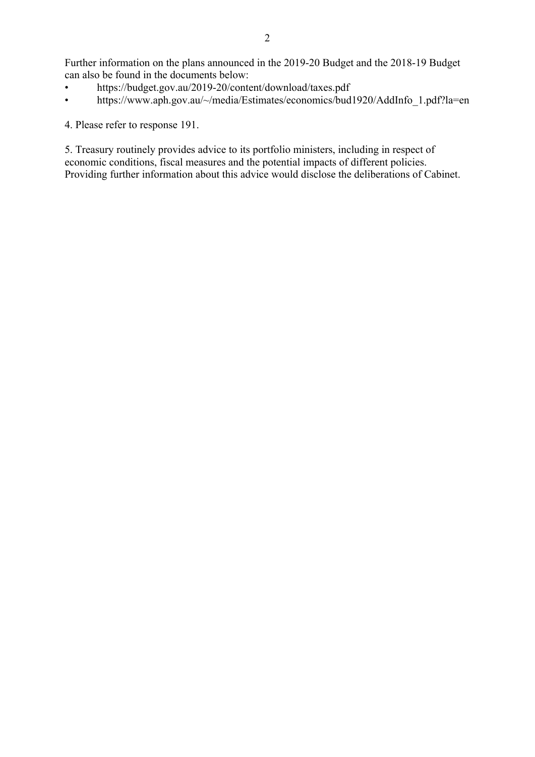Further information on the plans announced in the 2019-20 Budget and the 2018-19 Budget can also be found in the documents below:

- https://budget.gov.au/2019-20/content/download/taxes.pdf
- https://www.aph.gov.au/~/media/Estimates/economics/bud1920/AddInfo_1.pdf?la=en

4. Please refer to response 191.

5. Treasury routinely provides advice to its portfolio ministers, including in respect of economic conditions, fiscal measures and the potential impacts of different policies. Providing further information about this advice would disclose the deliberations of Cabinet.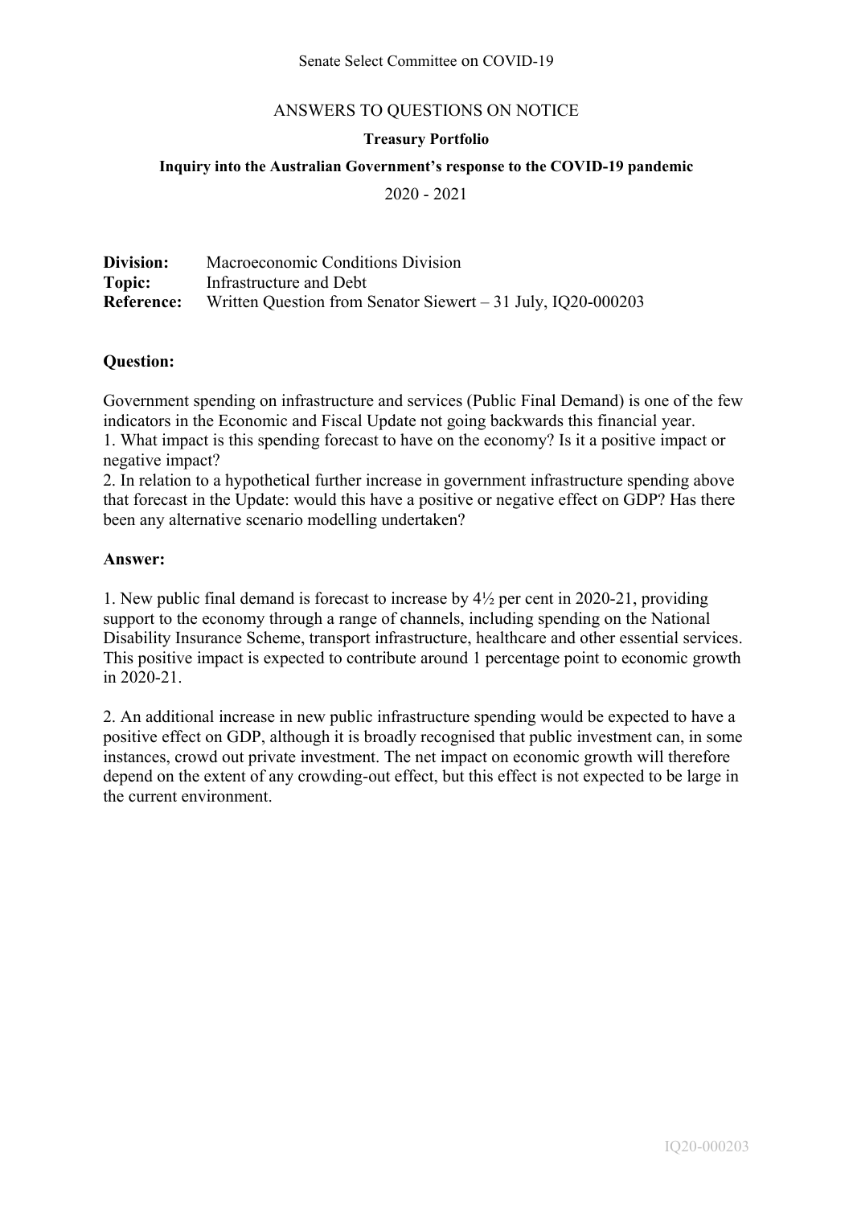Senate Select Committee on COVID-19

ANSWERS TO QUESTIONS ON NOTICE

**Treasury Portfolio**

**Inquiry into the Australian Government's response to the COVID-19 pandemic**

2020 - 2021

**Division:** Macroeconomic Conditions Division
**Topic:** Infrastructure and Debt
**Reference:** Written Question from Senator Siewert – 31 July, IQ20-000203

**Question:**

Government spending on infrastructure and services (Public Final Demand) is one of the few indicators in the Economic and Fiscal Update not going backwards this financial year.
1. What impact is this spending forecast to have on the economy? Is it a positive impact or negative impact?
2. In relation to a hypothetical further increase in government infrastructure spending above that forecast in the Update: would this have a positive or negative effect on GDP? Has there been any alternative scenario modelling undertaken?

**Answer:**

1. New public final demand is forecast to increase by 4½ per cent in 2020-21, providing support to the economy through a range of channels, including spending on the National Disability Insurance Scheme, transport infrastructure, healthcare and other essential services. This positive impact is expected to contribute around 1 percentage point to economic growth in 2020-21.

2. An additional increase in new public infrastructure spending would be expected to have a positive effect on GDP, although it is broadly recognised that public investment can, in some instances, crowd out private investment. The net impact on economic growth will therefore depend on the extent of any crowding-out effect, but this effect is not expected to be large in the current environment.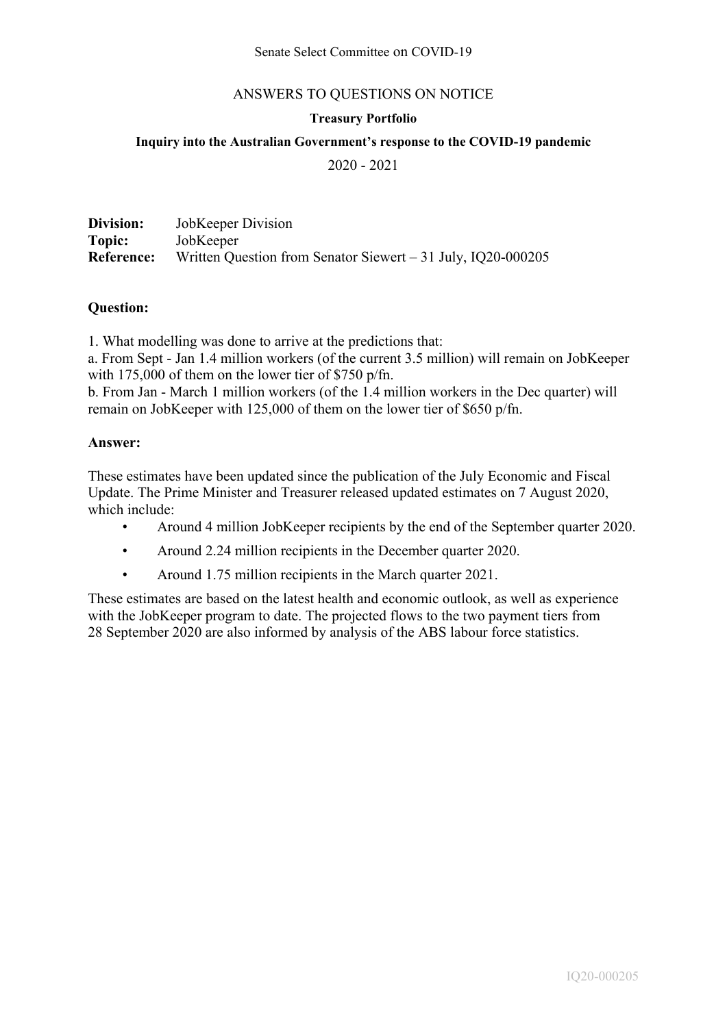Senate Select Committee on COVID-19

ANSWERS TO QUESTIONS ON NOTICE

**Treasury Portfolio**

**Inquiry into the Australian Government's response to the COVID-19 pandemic**

2020 - 2021

**Division:** JobKeeper Division
**Topic:** JobKeeper
**Reference:** Written Question from Senator Siewert – 31 July, IQ20-000205

**Question:**

1. What modelling was done to arrive at the predictions that:
a. From Sept - Jan 1.4 million workers (of the current 3.5 million) will remain on JobKeeper with 175,000 of them on the lower tier of $750 p/fn.
b. From Jan - March 1 million workers (of the 1.4 million workers in the Dec quarter) will remain on JobKeeper with 125,000 of them on the lower tier of $650 p/fn.

**Answer:**

These estimates have been updated since the publication of the July Economic and Fiscal Update. The Prime Minister and Treasurer released updated estimates on 7 August 2020, which include:

- Around 4 million JobKeeper recipients by the end of the September quarter 2020.
- Around 2.24 million recipients in the December quarter 2020.
- Around 1.75 million recipients in the March quarter 2021.

These estimates are based on the latest health and economic outlook, as well as experience with the JobKeeper program to date. The projected flows to the two payment tiers from 28 September 2020 are also informed by analysis of the ABS labour force statistics.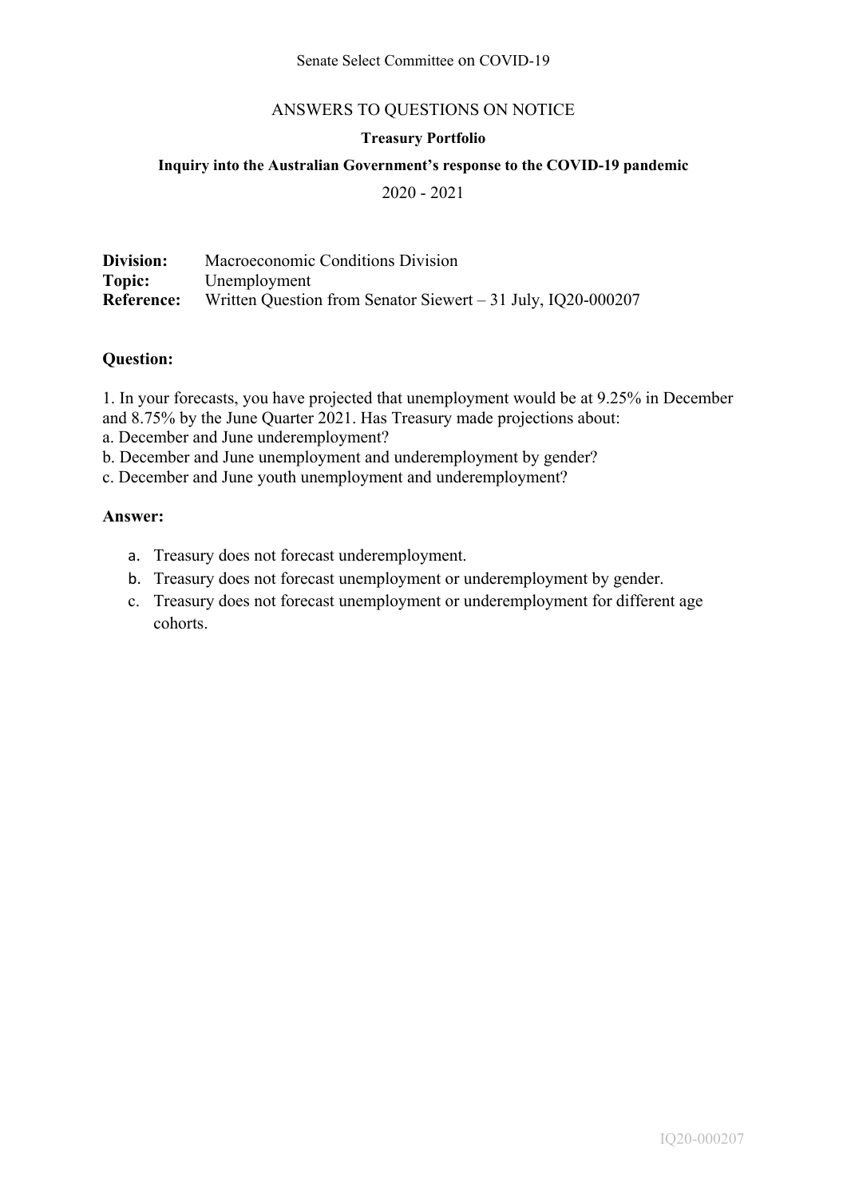Senate Select Committee on COVID-19

ANSWERS TO QUESTIONS ON NOTICE

**Treasury Portfolio**

**Inquiry into the Australian Government's response to the COVID-19 pandemic**

2020 - 2021

**Division:** Macroeconomic Conditions Division
**Topic:** Unemployment
**Reference:** Written Question from Senator Siewert – 31 July, IQ20-000207

**Question:**

1. In your forecasts, you have projected that unemployment would be at 9.25% in December and 8.75% by the June Quarter 2021. Has Treasury made projections about:
a. December and June underemployment?
b. December and June unemployment and underemployment by gender?
c. December and June youth unemployment and underemployment?

**Answer:**

a. Treasury does not forecast underemployment.
b. Treasury does not forecast unemployment or underemployment by gender.
c. Treasury does not forecast unemployment or underemployment for different age cohorts.